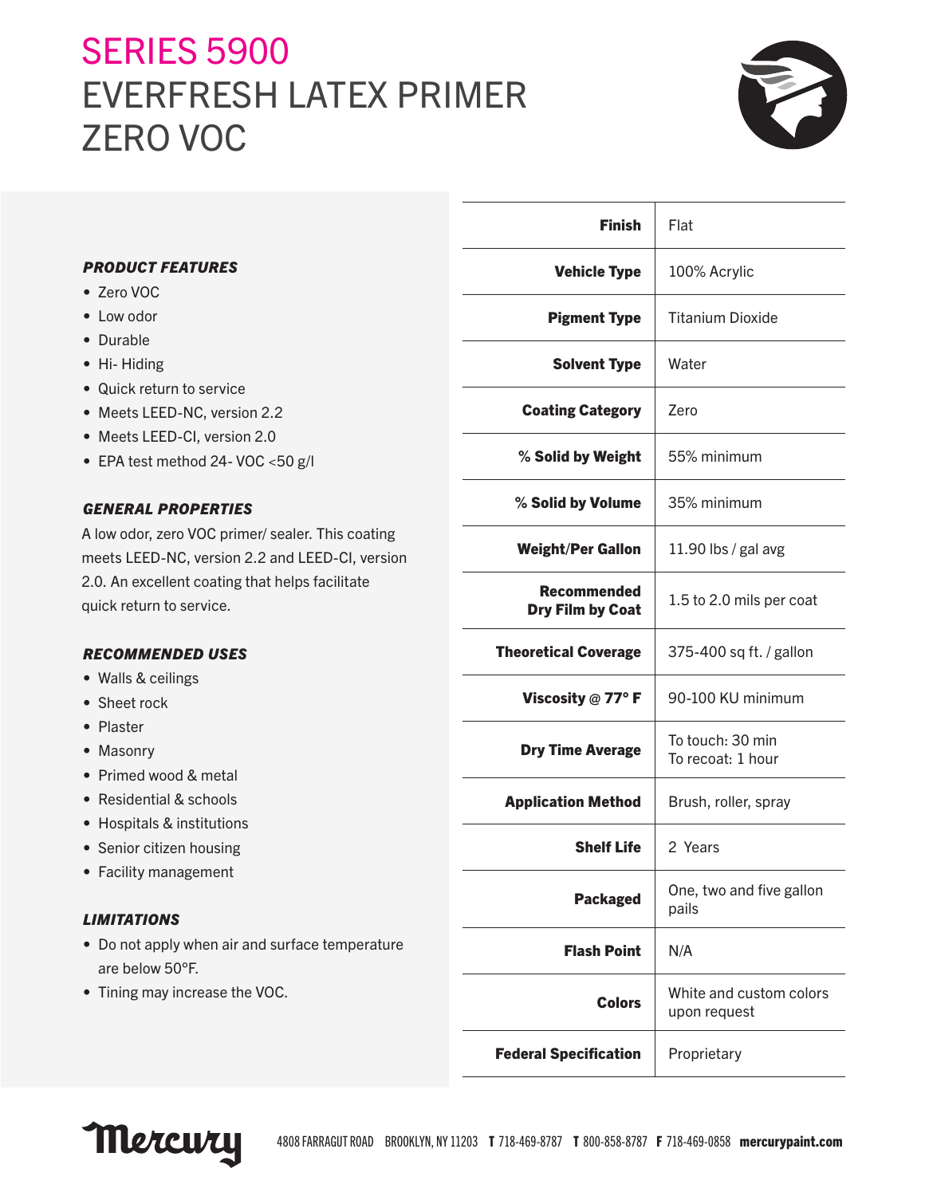# SERIES 5900
# EVERFRESH LATEX PRIMER ZERO VOC

### *PRODUCT FEATURES*

- Zero VOC
- Low odor
- Durable
- Hi- Hiding
- Quick return to service
- Meets LEED-NC, version 2.2
- Meets LEED-CI, version 2.0
- EPA test method 24- VOC <50 g/l

### *GENERAL PROPERTIES*

A low odor, zero VOC primer/ sealer. This coating meets LEED-NC, version 2.2 and LEED-CI, version 2.0. An excellent coating that helps facilitate quick return to service.

### *RECOMMENDED USES*

- Walls & ceilings
- Sheet rock
- Plaster
- Masonry
- Primed wood & metal
- Residential & schools
- Hospitals & institutions
- Senior citizen housing
- Facility management

### *LIMITATIONS*

- Do not apply when air and surface temperature are below 50°F.
- Tining may increase the VOC.

| | |
|---|---|
| **Finish** | Flat |
| **Vehicle Type** | 100% Acrylic |
| **Pigment Type** | Titanium Dioxide |
| **Solvent Type** | Water |
| **Coating Category** | Zero |
| **% Solid by Weight** | 55% minimum |
| **% Solid by Volume** | 35% minimum |
| **Weight/Per Gallon** | 11.90 lbs / gal avg |
| **Recommended Dry Film by Coat** | 1.5 to 2.0 mils per coat |
| **Theoretical Coverage** | 375-400 sq ft. / gallon |
| **Viscosity @ 77° F** | 90-100 KU minimum |
| **Dry Time Average** | To touch: 30 min<br>To recoat: 1 hour |
| **Application Method** | Brush, roller, spray |
| **Shelf Life** | 2 Years |
| **Packaged** | One, two and five gallon pails |
| **Flash Point** | N/A |
| **Colors** | White and custom colors upon request |
| **Federal Specification** | Proprietary |

Mercury 4808 FARRAGUT ROAD BROOKLYN, NY 11203 **T** 718-469-8787 **T** 800-858-8787 **F** 718-469-0858 **mercurypaint.com**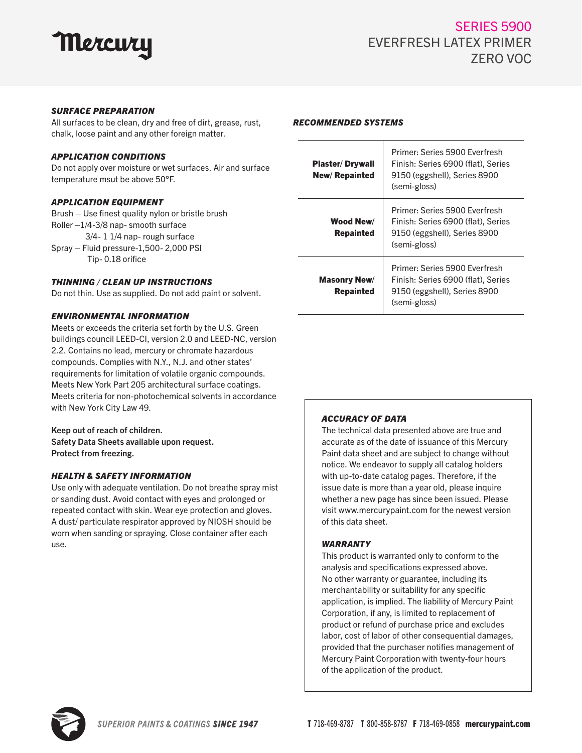# SERIES 5900
## EVERFRESH LATEX PRIMER
## ZERO VOC

### *SURFACE PREPARATION*
All surfaces to be clean, dry and free of dirt, grease, rust, chalk, loose paint and any other foreign matter.

### *APPLICATION CONDITIONS*
Do not apply over moisture or wet surfaces. Air and surface temperature msut be above 50°F.

### *APPLICATION EQUIPMENT*
Brush – Use finest quality nylon or bristle brush
Roller –1/4-3/8 nap- smooth surface
3/4- 1 1/4 nap- rough surface
Spray – Fluid pressure-1,500- 2,000 PSI
Tip- 0.18 orifice

### *THINNING / CLEAN UP INSTRUCTIONS*
Do not thin. Use as supplied. Do not add paint or solvent.

### *ENVIRONMENTAL INFORMATION*
Meets or exceeds the criteria set forth by the U.S. Green buildings council LEED-CI, version 2.0 and LEED-NC, version 2.2. Contains no lead, mercury or chromate hazardous compounds. Complies with N.Y., N.J. and other states' requirements for limitation of volatile organic compounds. Meets New York Part 205 architectural surface coatings. Meets criteria for non-photochemical solvents in accordance with New York City Law 49.

**Keep out of reach of children.**
**Safety Data Sheets available upon request.**
**Protect from freezing.**

### *HEALTH & SAFETY INFORMATION*
Use only with adequate ventilation. Do not breathe spray mist or sanding dust. Avoid contact with eyes and prolonged or repeated contact with skin. Wear eye protection and gloves. A dust/ particulate respirator approved by NIOSH should be worn when sanding or spraying. Close container after each use.

### *RECOMMENDED SYSTEMS*

| | |
|---|---|
| **Plaster/ Drywall New/ Repainted** | Primer: Series 5900 Everfresh<br>Finish: Series 6900 (flat), Series 9150 (eggshell), Series 8900 (semi-gloss) |
| **Wood New/ Repainted** | Primer: Series 5900 Everfresh<br>Finish: Series 6900 (flat), Series 9150 (eggshell), Series 8900 (semi-gloss) |
| **Masonry New/ Repainted** | Primer: Series 5900 Everfresh<br>Finish: Series 6900 (flat), Series 9150 (eggshell), Series 8900 (semi-gloss) |

### *ACCURACY OF DATA*
The technical data presented above are true and accurate as of the date of issuance of this Mercury Paint data sheet and are subject to change without notice. We endeavor to supply all catalog holders with up-to-date catalog pages. Therefore, if the issue date is more than a year old, please inquire whether a new page has since been issued. Please visit www.mercurypaint.com for the newest version of this data sheet.

### *WARRANTY*
This product is warranted only to conform to the analysis and specifications expressed above. No other warranty or guarantee, including its merchantability or suitability for any specific application, is implied. The liability of Mercury Paint Corporation, if any, is limited to replacement of product or refund of purchase price and excludes labor, cost of labor of other consequential damages, provided that the purchaser notifies management of Mercury Paint Corporation with twenty-four hours of the application of the product.

*SUPERIOR PAINTS & COATINGS* ***SINCE 1947***

**T** 718-469-8787 **T** 800-858-8787 **F** 718-469-0858 **mercurypaint.com**